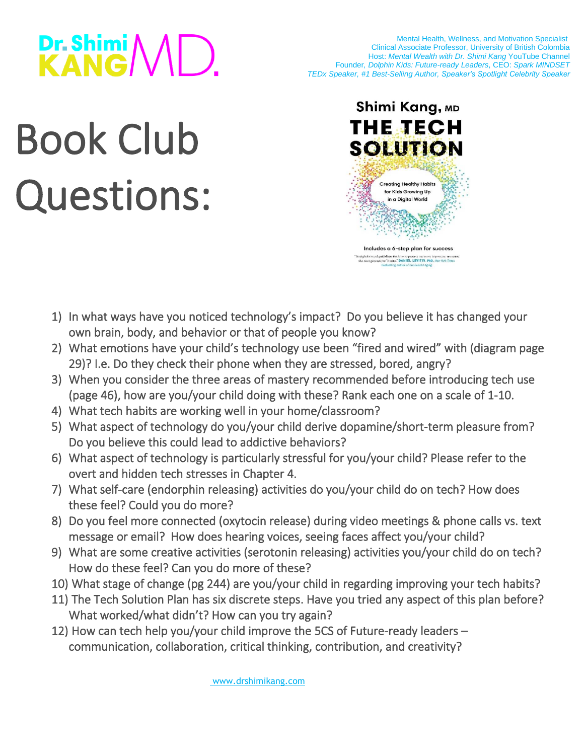Dr. Shimi KANG MD.

Mental Health, Wellness, and Motivation Specialist
Clinical Associate Professor, University of British Colombia
Host: *Mental Wealth with Dr. Shimi Kang* YouTube Channel
Founder, *Dolphin Kids: Future-ready Leaders*, CEO: *Spark MINDSET*
*TEDx Speaker, #1 Best-Selling Author, Speaker's Spotlight Celebrity Speaker*

# Book Club Questions:

Shimi Kang, MD
THE TECH SOLUTION
Creating Healthy Habits for Kids Growing Up in a Digital World
Includes a 6-step plan for success

1) In what ways have you noticed technology's impact? Do you believe it has changed your own brain, body, and behavior or that of people you know?
2) What emotions have your child's technology use been "fired and wired" with (diagram page 29)? I.e. Do they check their phone when they are stressed, bored, angry?
3) When you consider the three areas of mastery recommended before introducing tech use (page 46), how are you/your child doing with these? Rank each one on a scale of 1-10.
4) What tech habits are working well in your home/classroom?
5) What aspect of technology do you/your child derive dopamine/short-term pleasure from? Do you believe this could lead to addictive behaviors?
6) What aspect of technology is particularly stressful for you/your child? Please refer to the overt and hidden tech stresses in Chapter 4.
7) What self-care (endorphin releasing) activities do you/your child do on tech? How does these feel? Could you do more?
8) Do you feel more connected (oxytocin release) during video meetings & phone calls vs. text message or email? How does hearing voices, seeing faces affect you/your child?
9) What are some creative activities (serotonin releasing) activities you/your child do on tech? How do these feel? Can you do more of these?
10) What stage of change (pg 244) are you/your child in regarding improving your tech habits?
11) The Tech Solution Plan has six discrete steps. Have you tried any aspect of this plan before? What worked/what didn't? How can you try again?
12) How can tech help you/your child improve the 5CS of Future-ready leaders – communication, collaboration, critical thinking, contribution, and creativity?

www.drshimikang.com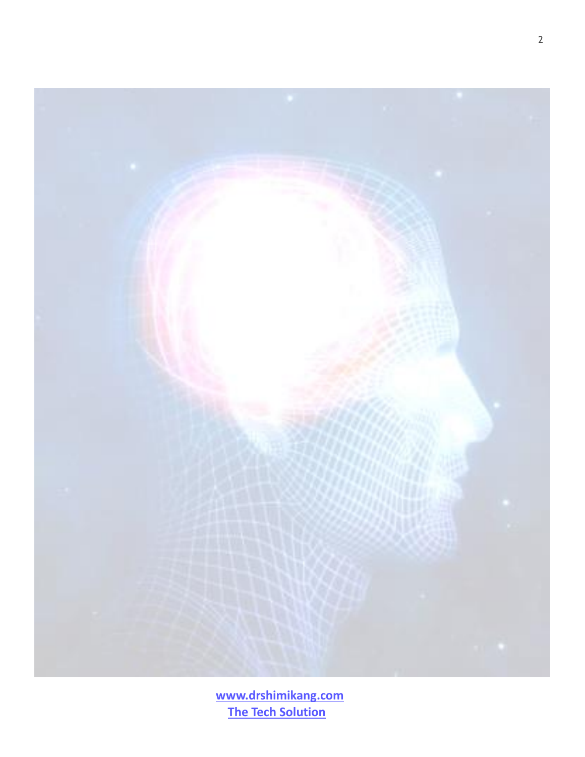[www.drshimikang.com](http://www.drshimikang.com)
[The Tech Solution](#)